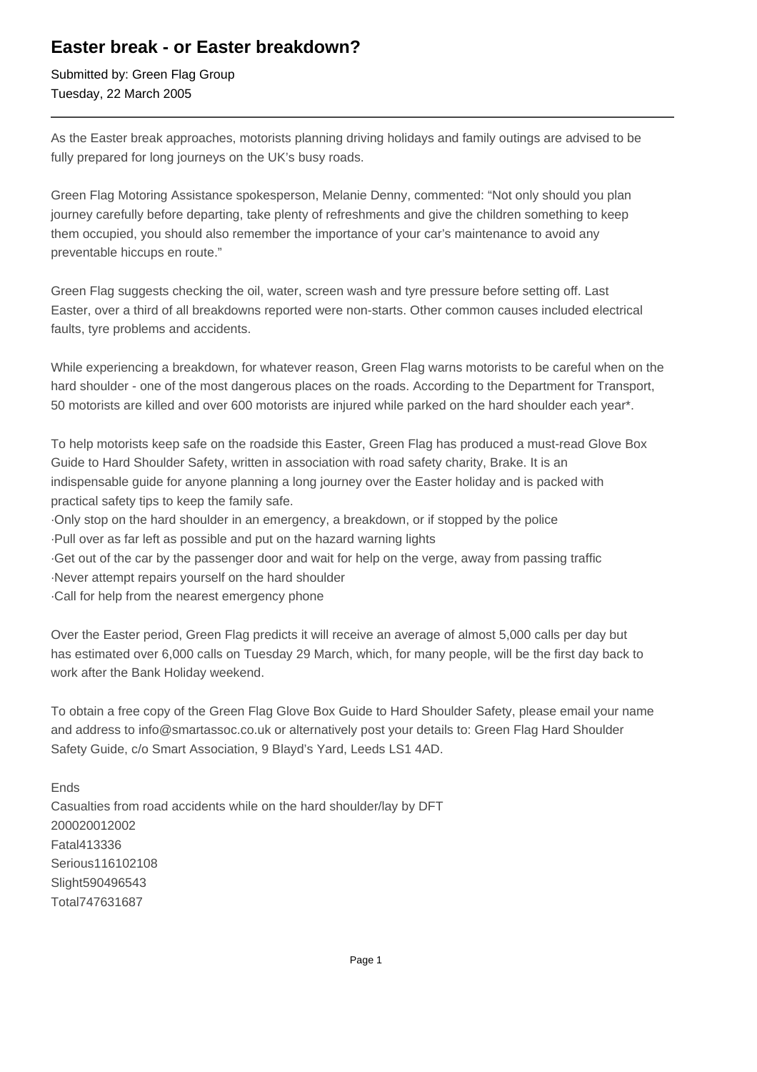# Easter break - or Easter breakdown?

Submitted by: Green Flag Group
Tuesday, 22 March 2005

---

As the Easter break approaches, motorists planning driving holidays and family outings are advised to be fully prepared for long journeys on the UK's busy roads.

Green Flag Motoring Assistance spokesperson, Melanie Denny, commented: "Not only should you plan journey carefully before departing, take plenty of refreshments and give the children something to keep them occupied, you should also remember the importance of your car's maintenance to avoid any preventable hiccups en route."

Green Flag suggests checking the oil, water, screen wash and tyre pressure before setting off. Last Easter, over a third of all breakdowns reported were non-starts. Other common causes included electrical faults, tyre problems and accidents.

While experiencing a breakdown, for whatever reason, Green Flag warns motorists to be careful when on the hard shoulder - one of the most dangerous places on the roads. According to the Department for Transport, 50 motorists are killed and over 600 motorists are injured while parked on the hard shoulder each year*.

To help motorists keep safe on the roadside this Easter, Green Flag has produced a must-read Glove Box Guide to Hard Shoulder Safety, written in association with road safety charity, Brake. It is an indispensable guide for anyone planning a long journey over the Easter holiday and is packed with practical safety tips to keep the family safe.

·Only stop on the hard shoulder in an emergency, a breakdown, or if stopped by the police
·Pull over as far left as possible and put on the hazard warning lights
·Get out of the car by the passenger door and wait for help on the verge, away from passing traffic
·Never attempt repairs yourself on the hard shoulder
·Call for help from the nearest emergency phone

Over the Easter period, Green Flag predicts it will receive an average of almost 5,000 calls per day but has estimated over 6,000 calls on Tuesday 29 March, which, for many people, will be the first day back to work after the Bank Holiday weekend.

To obtain a free copy of the Green Flag Glove Box Guide to Hard Shoulder Safety, please email your name and address to info@smartassoc.co.uk or alternatively post your details to: Green Flag Hard Shoulder Safety Guide, c/o Smart Association, 9 Blayd's Yard, Leeds LS1 4AD.

Ends

Casualties from road accidents while on the hard shoulder/lay by DFT

| | 2000 | 2001 | 2002 |
|---|---|---|---|
| Fatal | 41 | 33 | 36 |
| Serious | 116 | 102 | 108 |
| Slight | 590 | 496 | 543 |
| Total | 747 | 631 | 687 |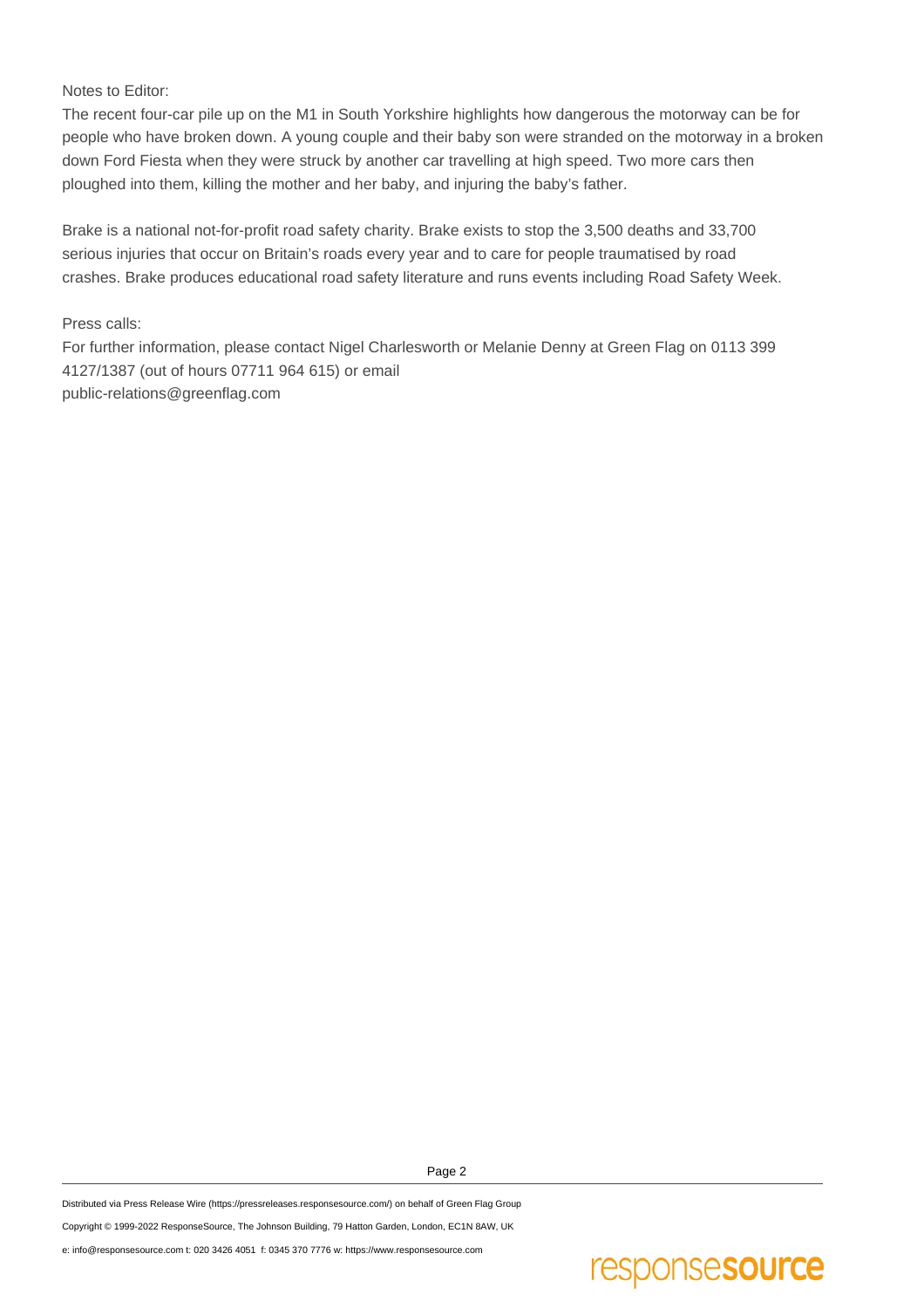Notes to Editor:

The recent four-car pile up on the M1 in South Yorkshire highlights how dangerous the motorway can be for people who have broken down. A young couple and their baby son were stranded on the motorway in a broken down Ford Fiesta when they were struck by another car travelling at high speed. Two more cars then ploughed into them, killing the mother and her baby, and injuring the baby's father.

Brake is a national not-for-profit road safety charity. Brake exists to stop the 3,500 deaths and 33,700 serious injuries that occur on Britain's roads every year and to care for people traumatised by road crashes. Brake produces educational road safety literature and runs events including Road Safety Week.

Press calls:

For further information, please contact Nigel Charlesworth or Melanie Denny at Green Flag on 0113 399 4127/1387 (out of hours 07711 964 615) or email
public-relations@greenflag.com